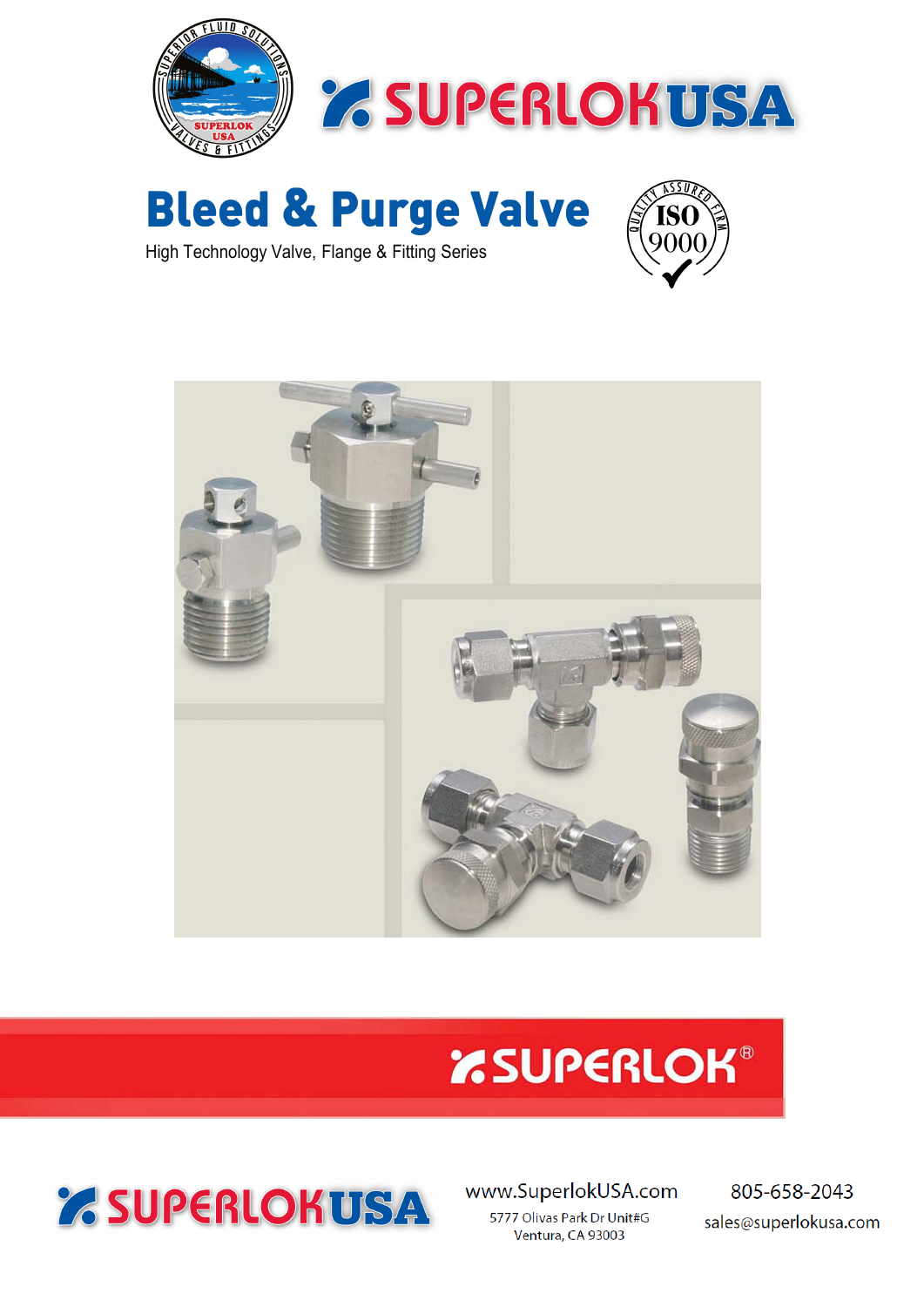# Bleed & Purge Valve

High Technology Valve, Flange & Fitting Series

SUPERLOK USA

www.SuperlokUSA.com

5777 Olivas Park Dr Unit#G
Ventura, CA 93003

805-658-2043

sales@superlokusa.com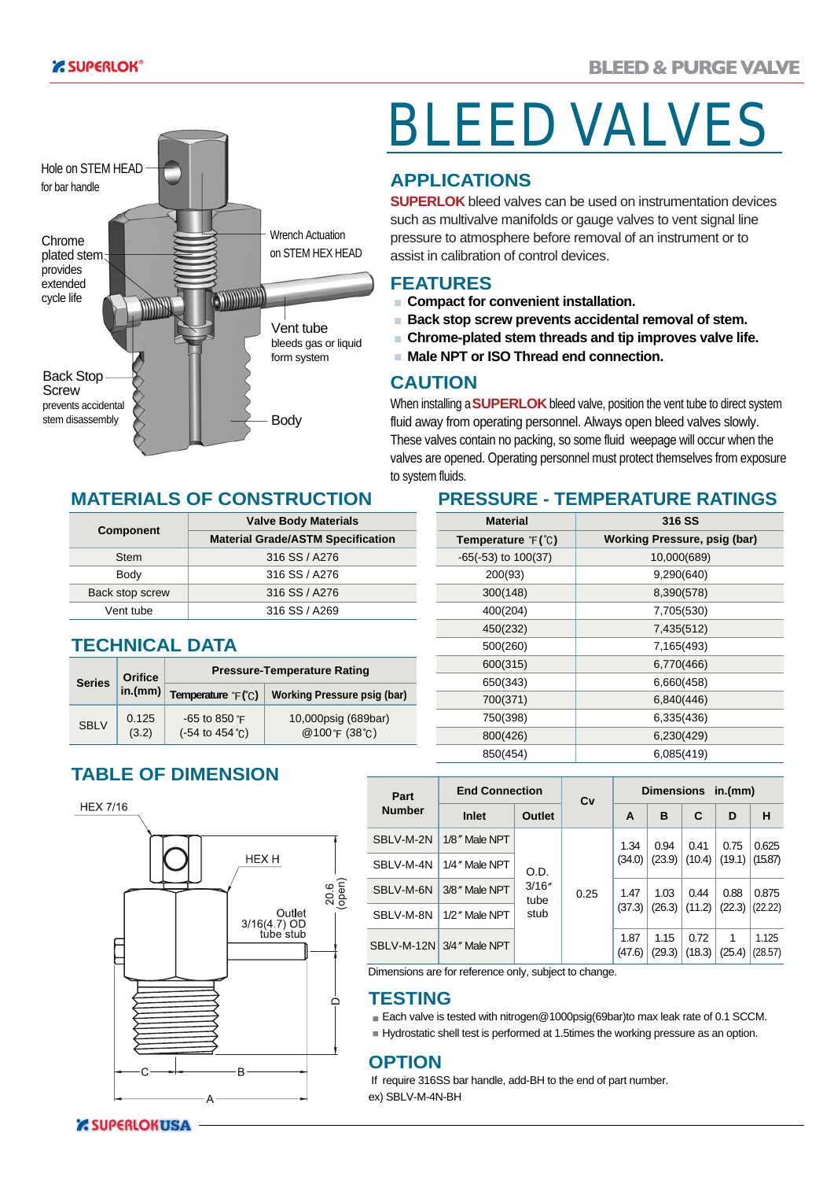# BLEED VALVES

Hole on STEM HEAD for bar handle

Chrome plated stem provides extended cycle life

Wrench Actuation on STEM HEX HEAD

Vent tube bleeds gas or liquid form system

Back Stop Screw prevents accidental stem disassembly

Body

## APPLICATIONS

**SUPERLOK** bleed valves can be used on instrumentation devices such as multivalve manifolds or gauge valves to vent signal line pressure to atmosphere before removal of an instrument or to assist in calibration of control devices.

## FEATURES

- **Compact for convenient installation.**
- **Back stop screw prevents accidental removal of stem.**
- **Chrome-plated stem threads and tip improves valve life.**
- **Male NPT or ISO Thread end connection.**

## CAUTION

When installing a **SUPERLOK** bleed valve, position the vent tube to direct system fluid away from operating personnel. Always open bleed valves slowly. These valves contain no packing, so some fluid weepage will occur when the valves are opened. Operating personnel must protect themselves from exposure to system fluids.

## MATERIALS OF CONSTRUCTION

| Component | Valve Body Materials |
|---|---|
| | Material Grade/ASTM Specification |
| Stem | 316 SS / A276 |
| Body | 316 SS / A276 |
| Back stop screw | 316 SS / A276 |
| Vent tube | 316 SS / A269 |

## PRESSURE - TEMPERATURE RATINGS

| Material | 316 SS |
|---|---|
| Temperature ℉(℃) | Working Pressure, psig (bar) |
| -65(-53) to 100(37) | 10,000(689) |
| 200(93) | 9,290(640) |
| 300(148) | 8,390(578) |
| 400(204) | 7,705(530) |
| 450(232) | 7,435(512) |
| 500(260) | 7,165(493) |
| 600(315) | 6,770(466) |
| 650(343) | 6,660(458) |
| 700(371) | 6,840(446) |
| 750(398) | 6,335(436) |
| 800(426) | 6,230(429) |
| 850(454) | 6,085(419) |

## TECHNICAL DATA

| Series | Orifice in.(mm) | Pressure-Temperature Rating | |
|---|---|---|---|
| | | Temperature ℉(℃) | Working Pressure psig (bar) |
| SBLV | 0.125 (3.2) | -65 to 850 ℉ (-54 to 454 ℃) | 10,000psig (689bar) @100℉ (38℃) |

## TABLE OF DIMENSION

HEX 7/16

HEX H

20.6 (open)

Outlet 3/16(4.7) OD tube stub

| Part Number | End Connection | | Cv | Dimensions in.(mm) | | | | |
|---|---|---|---|---|---|---|---|---|
| | Inlet | Outlet | | A | B | C | D | H |
| SBLV-M-2N | 1/8″ Male NPT | O.D. 3/16″ tube stub | 0.25 | 1.34 (34.0) | 0.94 (23.9) | 0.41 (10.4) | 0.75 (19.1) | 0.625 (15.87) |
| SBLV-M-4N | 1/4″ Male NPT | | | | | | | |
| SBLV-M-6N | 3/8″ Male NPT | | | 1.47 (37.3) | 1.03 (26.3) | 0.44 (11.2) | 0.88 (22.3) | 0.875 (22.22) |
| SBLV-M-8N | 1/2″ Male NPT | | | | | | | |
| SBLV-M-12N | 3/4″ Male NPT | | | 1.87 (47.6) | 1.15 (29.3) | 0.72 (18.3) | 1 (25.4) | 1.125 (28.57) |

Dimensions are for reference only, subject to change.

## TESTING

- Each valve is tested with nitrogen@1000psig(69bar)to max leak rate of 0.1 SCCM.
- Hydrostatic shell test is performed at 1.5times the working pressure as an option.

## OPTION

If require 316SS bar handle, add-BH to the end of part number.
ex) SBLV-M-4N-BH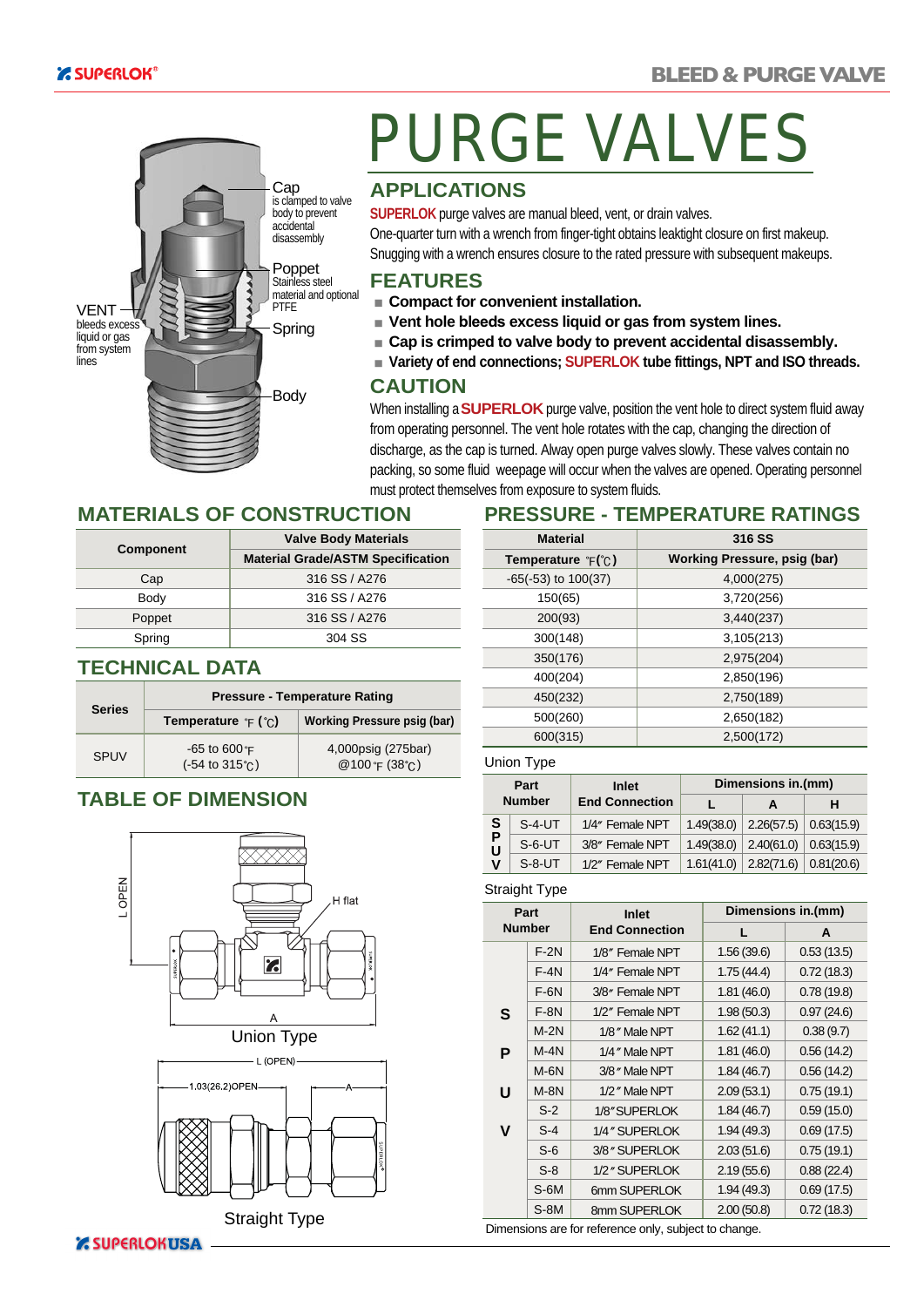# PURGE VALVES

## APPLICATIONS

SUPERLOK purge valves are manual bleed, vent, or drain valves.
One-quarter turn with a wrench from finger-tight obtains leaktight closure on first makeup. Snugging with a wrench ensures closure to the rated pressure with subsequent makeups.

## FEATURES

- **Compact for convenient installation.**
- **Vent hole bleeds excess liquid or gas from system lines.**
- **Cap is crimped to valve body to prevent accidental disassembly.**
- **Variety of end connections; SUPERLOK tube fittings, NPT and ISO threads.**

## CAUTION

When installing a **SUPERLOK** purge valve, position the vent hole to direct system fluid away from operating personnel. The vent hole rotates with the cap, changing the direction of discharge, as the cap is turned. Alway open purge valves slowly. These valves contain no packing, so some fluid weepage will occur when the valves are opened. Operating personnel must protect themselves from exposure to system fluids.

Cap is clamped to valve body to prevent accidental disassembly

Poppet Stainless steel material and optional PTFE

Spring

Body

VENT bleeds excess liquid or gas from system lines

## MATERIALS OF CONSTRUCTION

| Component | Valve Body Materials |
|---|---|
| | Material Grade/ASTM Specification |
| Cap | 316 SS / A276 |
| Body | 316 SS / A276 |
| Poppet | 316 SS / A276 |
| Spring | 304 SS |

## TECHNICAL DATA

| Series | Pressure - Temperature Rating | |
|---|---|---|
| | Temperature ℉ (℃) | Working Pressure psig (bar) |
| SPUV | -65 to 600℉ (-54 to 315℃) | 4,000psig (275bar) @100℉ (38℃) |

## PRESSURE - TEMPERATURE RATINGS

| Material | 316 SS |
|---|---|
| Temperature ℉(℃) | Working Pressure, psig (bar) |
| -65(-53) to 100(37) | 4,000(275) |
| 150(65) | 3,720(256) |
| 200(93) | 3,440(237) |
| 300(148) | 3,105(213) |
| 350(176) | 2,975(204) |
| 400(204) | 2,850(196) |
| 450(232) | 2,750(189) |
| 500(260) | 2,650(182) |
| 600(315) | 2,500(172) |

## TABLE OF DIMENSION

L OPEN, H flat, A

Union Type

L (OPEN), 1.03(26.2)OPEN, A

Straight Type

Union Type

| Part Number | | Inlet End Connection | Dimensions in.(mm) | | |
|---|---|---|---|---|---|
| | | | L | A | H |
| SPUV | S-4-UT | 1/4″ Female NPT | 1.49(38.0) | 2.26(57.5) | 0.63(15.9) |
| | S-6-UT | 3/8″ Female NPT | 1.49(38.0) | 2.40(61.0) | 0.63(15.9) |
| | S-8-UT | 1/2″ Female NPT | 1.61(41.0) | 2.82(71.6) | 0.81(20.6) |

Straight Type

| Part Number | | Inlet End Connection | Dimensions in.(mm) | |
|---|---|---|---|---|
| | | | L | A |
| SPUV | F-2N | 1/8″ Female NPT | 1.56 (39.6) | 0.53 (13.5) |
| | F-4N | 1/4″ Female NPT | 1.75 (44.4) | 0.72 (18.3) |
| | F-6N | 3/8″ Female NPT | 1.81 (46.0) | 0.78 (19.8) |
| | F-8N | 1/2″ Female NPT | 1.98 (50.3) | 0.97 (24.6) |
| | M-2N | 1/8″ Male NPT | 1.62 (41.1) | 0.38 (9.7) |
| | M-4N | 1/4″ Male NPT | 1.81 (46.0) | 0.56 (14.2) |
| | M-6N | 3/8″ Male NPT | 1.84 (46.7) | 0.56 (14.2) |
| | M-8N | 1/2″ Male NPT | 2.09 (53.1) | 0.75 (19.1) |
| | S-2 | 1/8″ SUPERLOK | 1.84 (46.7) | 0.59 (15.0) |
| | S-4 | 1/4″ SUPERLOK | 1.94 (49.3) | 0.69 (17.5) |
| | S-6 | 3/8″ SUPERLOK | 2.03 (51.6) | 0.75 (19.1) |
| | S-8 | 1/2″ SUPERLOK | 2.19 (55.6) | 0.88 (22.4) |
| | S-6M | 6mm SUPERLOK | 1.94 (49.3) | 0.69 (17.5) |
| | S-8M | 8mm SUPERLOK | 2.00 (50.8) | 0.72 (18.3) |

Dimensions are for reference only, subject to change.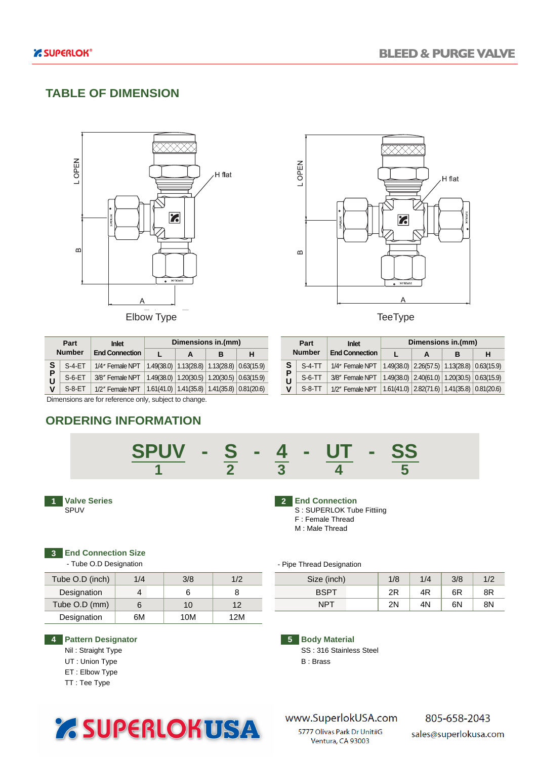## TABLE OF DIMENSION

L OPEN

H flat

B

A

Elbow Type

L OPEN

H flat

B

A

TeeType

| Part Number | | Inlet End Connection | Dimensions in.(mm) | | | |
|---|---|---|---|---|---|---|
| | | | L | A | B | H |
| SPUV | S-4-ET | 1/4″ Female NPT | 1.49(38.0) | 1.13(28.8) | 1.13(28.8) | 0.63(15.9) |
| | S-6-ET | 3/8″ Female NPT | 1.49(38.0) | 1.20(30.5) | 1.20(30.5) | 0.63(15.9) |
| | S-8-ET | 1/2″ Female NPT | 1.61(41.0) | 1.41(35.8) | 1.41(35.8) | 0.81(20.6) |

| Part Number | | Inlet End Connection | Dimensions in.(mm) | | | |
|---|---|---|---|---|---|---|
| | | | L | A | B | H |
| SPUV | S-4-TT | 1/4″ Female NPT | 1.49(38.0) | 2.26(57.5) | 1.13(28.8) | 0.63(15.9) |
| | S-6-TT | 3/8″ Female NPT | 1.49(38.0) | 2.40(61.0) | 1.20(30.5) | 0.63(15.9) |
| | S-8-TT | 1/2″ Female NPT | 1.61(41.0) | 2.82(71.6) | 1.41(35.8) | 0.81(20.6) |

Dimensions are for reference only, subject to change.

## ORDERING INFORMATION

**SPUV - S - 4 - UT - SS**
1 2 3 4 5

**1 Valve Series**

SPUV

**2 End Connection**

S : SUPERLOK Tube Fittiing
F : Female Thread
M : Male Thread

**3 End Connection Size**

- Tube O.D Designation

| Tube O.D (inch) | 1/4 | 3/8 | 1/2 |
|---|---|---|---|
| Designation | 4 | 6 | 8 |
| Tube O.D (mm) | 6 | 10 | 12 |
| Designation | 6M | 10M | 12M |

- Pipe Thread Designation

| Size (inch) | 1/8 | 1/4 | 3/8 | 1/2 |
|---|---|---|---|---|
| BSPT | 2R | 4R | 6R | 8R |
| NPT | 2N | 4N | 6N | 8N |

**4 Pattern Designator**

Nil : Straight Type
UT : Union Type
ET : Elbow Type
TT : Tee Type

**5 Body Material**

SS : 316 Stainless Steel
B : Brass

SUPERLOK USA

www.SuperlokUSA.com
5777 Olivas Park Dr Unit#G
Ventura, CA 93003

805-658-2043
sales@superlokusa.com